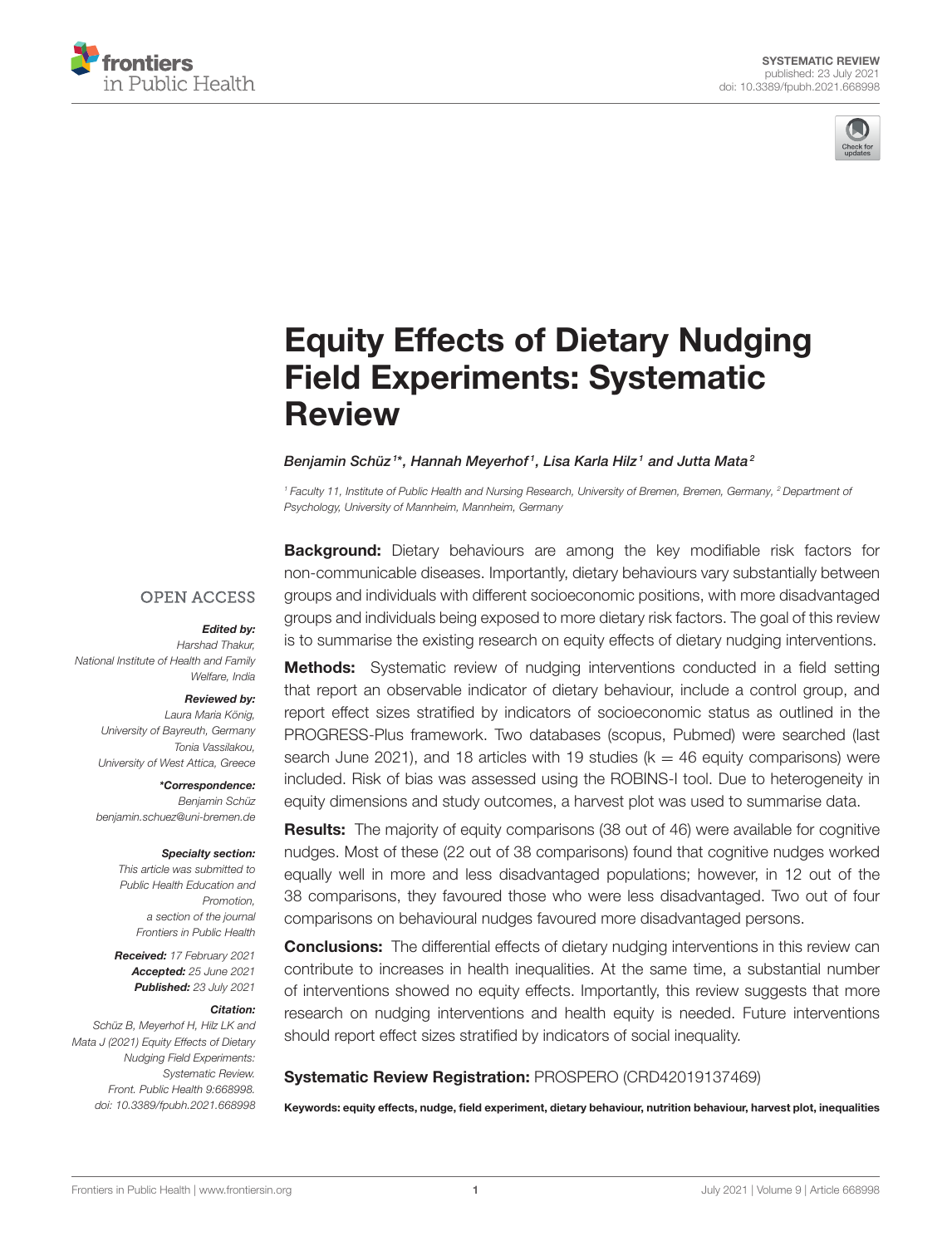SYSTEMATIC REVIEW
published: 23 July 2021
doi: 10.3389/fpubh.2021.668998

# Equity Effects of Dietary Nudging Field Experiments: Systematic Review

*Benjamin Schüz[1]\*, Hannah Meyerhof[1], Lisa Karla Hilz[1] and Jutta Mata[2]*

[1] Faculty 11, Institute of Public Health and Nursing Research, University of Bremen, Bremen, Germany, [2] Department of Psychology, University of Mannheim, Mannheim, Germany

OPEN ACCESS

***Edited by:***
Harshad Thakur,
National Institute of Health and Family Welfare, India

***Reviewed by:***
Laura Maria König,
University of Bayreuth, Germany
Tonia Vassilakou,
University of West Attica, Greece

***\*Correspondence:***
Benjamin Schüz
benjamin.schuez@uni-bremen.de

***Specialty section:***
This article was submitted to Public Health Education and Promotion, a section of the journal Frontiers in Public Health

***Received:*** 17 February 2021
***Accepted:*** 25 June 2021
***Published:*** 23 July 2021

***Citation:***
Schüz B, Meyerhof H, Hilz LK and Mata J (2021) Equity Effects of Dietary Nudging Field Experiments: Systematic Review. Front. Public Health 9:668998. doi: 10.3389/fpubh.2021.668998

**Background:** Dietary behaviours are among the key modifiable risk factors for non-communicable diseases. Importantly, dietary behaviours vary substantially between groups and individuals with different socioeconomic positions, with more disadvantaged groups and individuals being exposed to more dietary risk factors. The goal of this review is to summarise the existing research on equity effects of dietary nudging interventions.

**Methods:** Systematic review of nudging interventions conducted in a field setting that report an observable indicator of dietary behaviour, include a control group, and report effect sizes stratified by indicators of socioeconomic status as outlined in the PROGRESS-Plus framework. Two databases (scopus, Pubmed) were searched (last search June 2021), and 18 articles with 19 studies ($k = 46$ equity comparisons) were included. Risk of bias was assessed using the ROBINS-I tool. Due to heterogeneity in equity dimensions and study outcomes, a harvest plot was used to summarise data.

**Results:** The majority of equity comparisons (38 out of 46) were available for cognitive nudges. Most of these (22 out of 38 comparisons) found that cognitive nudges worked equally well in more and less disadvantaged populations; however, in 12 out of the 38 comparisons, they favoured those who were less disadvantaged. Two out of four comparisons on behavioural nudges favoured more disadvantaged persons.

**Conclusions:** The differential effects of dietary nudging interventions in this review can contribute to increases in health inequalities. At the same time, a substantial number of interventions showed no equity effects. Importantly, this review suggests that more research on nudging interventions and health equity is needed. Future interventions should report effect sizes stratified by indicators of social inequality.

**Systematic Review Registration:** PROSPERO (CRD42019137469)

**Keywords: equity effects, nudge, field experiment, dietary behaviour, nutrition behaviour, harvest plot, inequalities**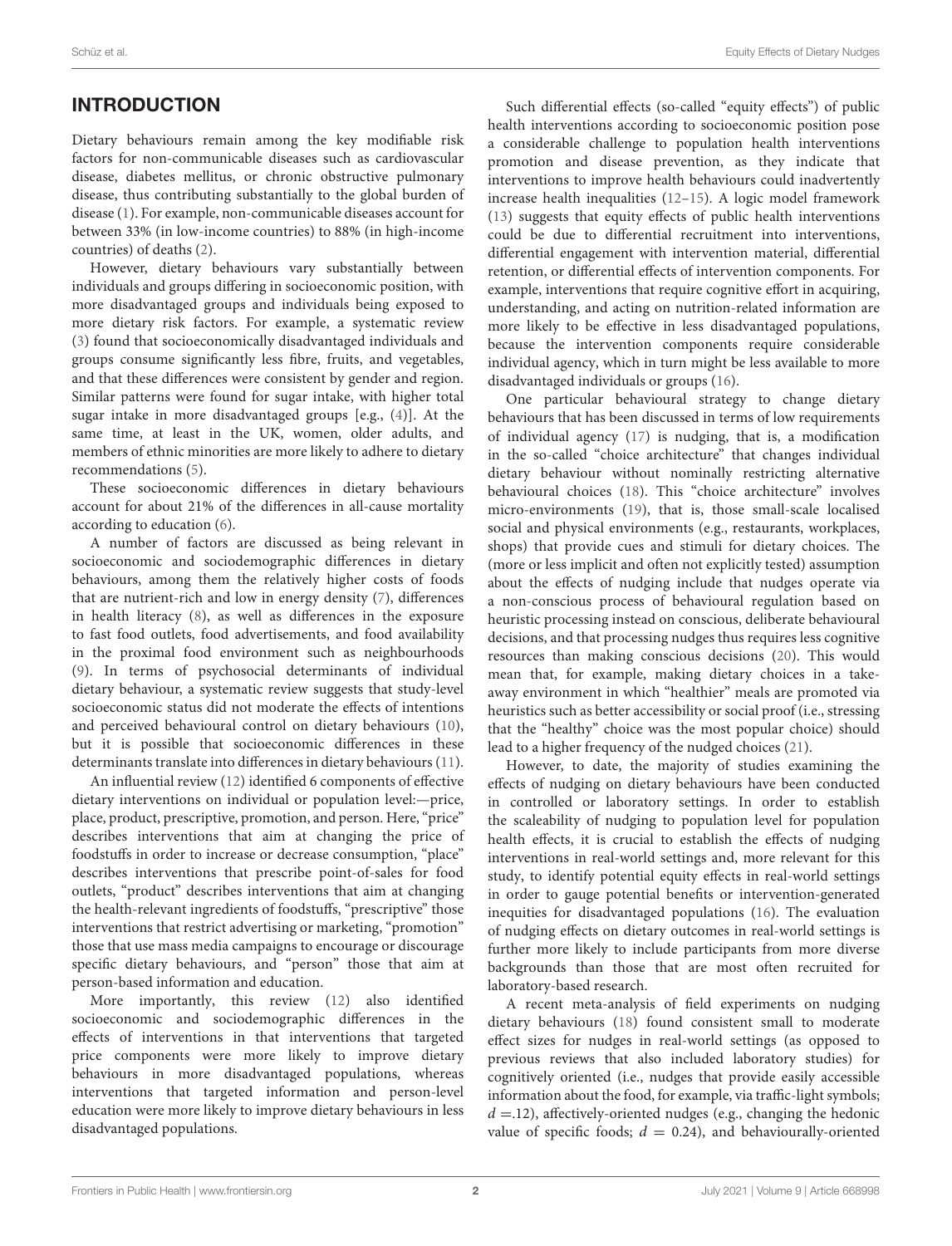## INTRODUCTION

Dietary behaviours remain among the key modifiable risk factors for non-communicable diseases such as cardiovascular disease, diabetes mellitus, or chronic obstructive pulmonary disease, thus contributing substantially to the global burden of disease (1). For example, non-communicable diseases account for between 33% (in low-income countries) to 88% (in high-income countries) of deaths (2).

However, dietary behaviours vary substantially between individuals and groups differing in socioeconomic position, with more disadvantaged groups and individuals being exposed to more dietary risk factors. For example, a systematic review (3) found that socioeconomically disadvantaged individuals and groups consume significantly less fibre, fruits, and vegetables, and that these differences were consistent by gender and region. Similar patterns were found for sugar intake, with higher total sugar intake in more disadvantaged groups [e.g., (4)]. At the same time, at least in the UK, women, older adults, and members of ethnic minorities are more likely to adhere to dietary recommendations (5).

These socioeconomic differences in dietary behaviours account for about 21% of the differences in all-cause mortality according to education (6).

A number of factors are discussed as being relevant in socioeconomic and sociodemographic differences in dietary behaviours, among them the relatively higher costs of foods that are nutrient-rich and low in energy density (7), differences in health literacy (8), as well as differences in the exposure to fast food outlets, food advertisements, and food availability in the proximal food environment such as neighbourhoods (9). In terms of psychosocial determinants of individual dietary behaviour, a systematic review suggests that study-level socioeconomic status did not moderate the effects of intentions and perceived behavioural control on dietary behaviours (10), but it is possible that socioeconomic differences in these determinants translate into differences in dietary behaviours (11).

An influential review (12) identified 6 components of effective dietary interventions on individual or population level:—price, place, product, prescriptive, promotion, and person. Here, "price" describes interventions that aim at changing the price of foodstuffs in order to increase or decrease consumption, "place" describes interventions that prescribe point-of-sales for food outlets, "product" describes interventions that aim at changing the health-relevant ingredients of foodstuffs, "prescriptive" those interventions that restrict advertising or marketing, "promotion" those that use mass media campaigns to encourage or discourage specific dietary behaviours, and "person" those that aim at person-based information and education.

More importantly, this review (12) also identified socioeconomic and sociodemographic differences in the effects of interventions in that interventions that targeted price components were more likely to improve dietary behaviours in more disadvantaged populations, whereas interventions that targeted information and person-level education were more likely to improve dietary behaviours in less disadvantaged populations.

Such differential effects (so-called "equity effects") of public health interventions according to socioeconomic position pose a considerable challenge to population health interventions promotion and disease prevention, as they indicate that interventions to improve health behaviours could inadvertently increase health inequalities (12–15). A logic model framework (13) suggests that equity effects of public health interventions could be due to differential recruitment into interventions, differential engagement with intervention material, differential retention, or differential effects of intervention components. For example, interventions that require cognitive effort in acquiring, understanding, and acting on nutrition-related information are more likely to be effective in less disadvantaged populations, because the intervention components require considerable individual agency, which in turn might be less available to more disadvantaged individuals or groups (16).

One particular behavioural strategy to change dietary behaviours that has been discussed in terms of low requirements of individual agency (17) is nudging, that is, a modification in the so-called "choice architecture" that changes individual dietary behaviour without nominally restricting alternative behavioural choices (18). This "choice architecture" involves micro-environments (19), that is, those small-scale localised social and physical environments (e.g., restaurants, workplaces, shops) that provide cues and stimuli for dietary choices. The (more or less implicit and often not explicitly tested) assumption about the effects of nudging include that nudges operate via a non-conscious process of behavioural regulation based on heuristic processing instead on conscious, deliberate behavioural decisions, and that processing nudges thus requires less cognitive resources than making conscious decisions (20). This would mean that, for example, making dietary choices in a take-away environment in which "healthier" meals are promoted via heuristics such as better accessibility or social proof (i.e., stressing that the "healthy" choice was the most popular choice) should lead to a higher frequency of the nudged choices (21).

However, to date, the majority of studies examining the effects of nudging on dietary behaviours have been conducted in controlled or laboratory settings. In order to establish the scaleability of nudging to population level for population health effects, it is crucial to establish the effects of nudging interventions in real-world settings and, more relevant for this study, to identify potential equity effects in real-world settings in order to gauge potential benefits or intervention-generated inequities for disadvantaged populations (16). The evaluation of nudging effects on dietary outcomes in real-world settings is further more likely to include participants from more diverse backgrounds than those that are most often recruited for laboratory-based research.

A recent meta-analysis of field experiments on nudging dietary behaviours (18) found consistent small to moderate effect sizes for nudges in real-world settings (as opposed to previous reviews that also included laboratory studies) for cognitively oriented (i.e., nudges that provide easily accessible information about the food, for example, via traffic-light symbols; $d = .12$), affectively-oriented nudges (e.g., changing the hedonic value of specific foods; $d = 0.24$), and behaviourally-oriented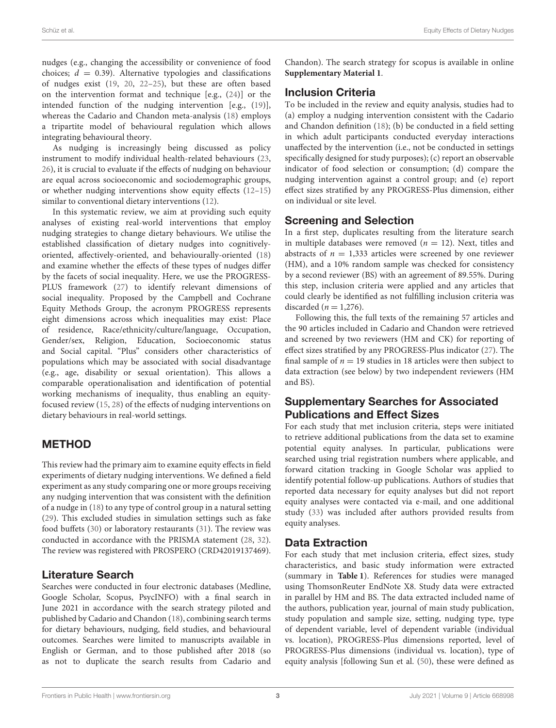nudges (e.g., changing the accessibility or convenience of food choices; $d = 0.39$). Alternative typologies and classifications of nudges exist (19, 20, 22–25), but these are often based on the intervention format and technique [e.g., (24)] or the intended function of the nudging intervention [e.g., (19)], whereas the Cadario and Chandon meta-analysis (18) employs a tripartite model of behavioural regulation which allows integrating behavioural theory.

As nudging is increasingly being discussed as policy instrument to modify individual health-related behaviours (23, 26), it is crucial to evaluate if the effects of nudging on behaviour are equal across socioeconomic and sociodemographic groups, or whether nudging interventions show equity effects (12–15) similar to conventional dietary interventions (12).

In this systematic review, we aim at providing such equity analyses of existing real-world interventions that employ nudging strategies to change dietary behaviours. We utilise the established classification of dietary nudges into cognitively-oriented, affectively-oriented, and behaviourally-oriented (18) and examine whether the effects of these types of nudges differ by the facets of social inequality. Here, we use the PROGRESS-PLUS framework (27) to identify relevant dimensions of social inequality. Proposed by the Campbell and Cochrane Equity Methods Group, the acronym PROGRESS represents eight dimensions across which inequalities may exist: Place of residence, Race/ethnicity/culture/language, Occupation, Gender/sex, Religion, Education, Socioeconomic status and Social capital. "Plus" considers other characteristics of populations which may be associated with social disadvantage (e.g., age, disability or sexual orientation). This allows a comparable operationalisation and identification of potential working mechanisms of inequality, thus enabling an equity-focused review (15, 28) of the effects of nudging interventions on dietary behaviours in real-world settings.

## METHOD

This review had the primary aim to examine equity effects in field experiments of dietary nudging interventions. We defined a field experiment as any study comparing one or more groups receiving any nudging intervention that was consistent with the definition of a nudge in (18) to any type of control group in a natural setting (29). This excluded studies in simulation settings such as fake food buffets (30) or laboratory restaurants (31). The review was conducted in accordance with the PRISMA statement (28, 32). The review was registered with PROSPERO (CRD42019137469).

### Literature Search

Searches were conducted in four electronic databases (Medline, Google Scholar, Scopus, PsycINFO) with a final search in June 2021 in accordance with the search strategy piloted and published by Cadario and Chandon (18), combining search terms for dietary behaviours, nudging, field studies, and behavioural outcomes. Searches were limited to manuscripts available in English or German, and to those published after 2018 (so as not to duplicate the search results from Cadario and Chandon). The search strategy for scopus is available in online **Supplementary Material 1**.

### Inclusion Criteria

To be included in the review and equity analysis, studies had to (a) employ a nudging intervention consistent with the Cadario and Chandon definition (18); (b) be conducted in a field setting in which adult participants conducted everyday interactions unaffected by the intervention (i.e., not be conducted in settings specifically designed for study purposes); (c) report an observable indicator of food selection or consumption; (d) compare the nudging intervention against a control group; and (e) report effect sizes stratified by any PROGRESS-Plus dimension, either on individual or site level.

### Screening and Selection

In a first step, duplicates resulting from the literature search in multiple databases were removed ($n = 12$). Next, titles and abstracts of $n = 1,333$ articles were screened by one reviewer (HM), and a 10% random sample was checked for consistency by a second reviewer (BS) with an agreement of 89.55%. During this step, inclusion criteria were applied and any articles that could clearly be identified as not fulfilling inclusion criteria was discarded ($n = 1,276$).

Following this, the full texts of the remaining 57 articles and the 90 articles included in Cadario and Chandon were retrieved and screened by two reviewers (HM and CK) for reporting of effect sizes stratified by any PROGRESS-Plus indicator (27). The final sample of $n = 19$ studies in 18 articles were then subject to data extraction (see below) by two independent reviewers (HM and BS).

### Supplementary Searches for Associated Publications and Effect Sizes

For each study that met inclusion criteria, steps were initiated to retrieve additional publications from the data set to examine potential equity analyses. In particular, publications were searched using trial registration numbers where applicable, and forward citation tracking in Google Scholar was applied to identify potential follow-up publications. Authors of studies that reported data necessary for equity analyses but did not report equity analyses were contacted via e-mail, and one additional study (33) was included after authors provided results from equity analyses.

### Data Extraction

For each study that met inclusion criteria, effect sizes, study characteristics, and basic study information were extracted (summary in **Table 1**). References for studies were managed using ThomsonReuter EndNote X8. Study data were extracted in parallel by HM and BS. The data extracted included name of the authors, publication year, journal of main study publication, study population and sample size, setting, nudging type, type of dependent variable, level of dependent variable (individual vs. location), PROGRESS-Plus dimensions reported, level of PROGRESS-Plus dimensions (individual vs. location), type of equity analysis [following Sun et al. (50), these were defined as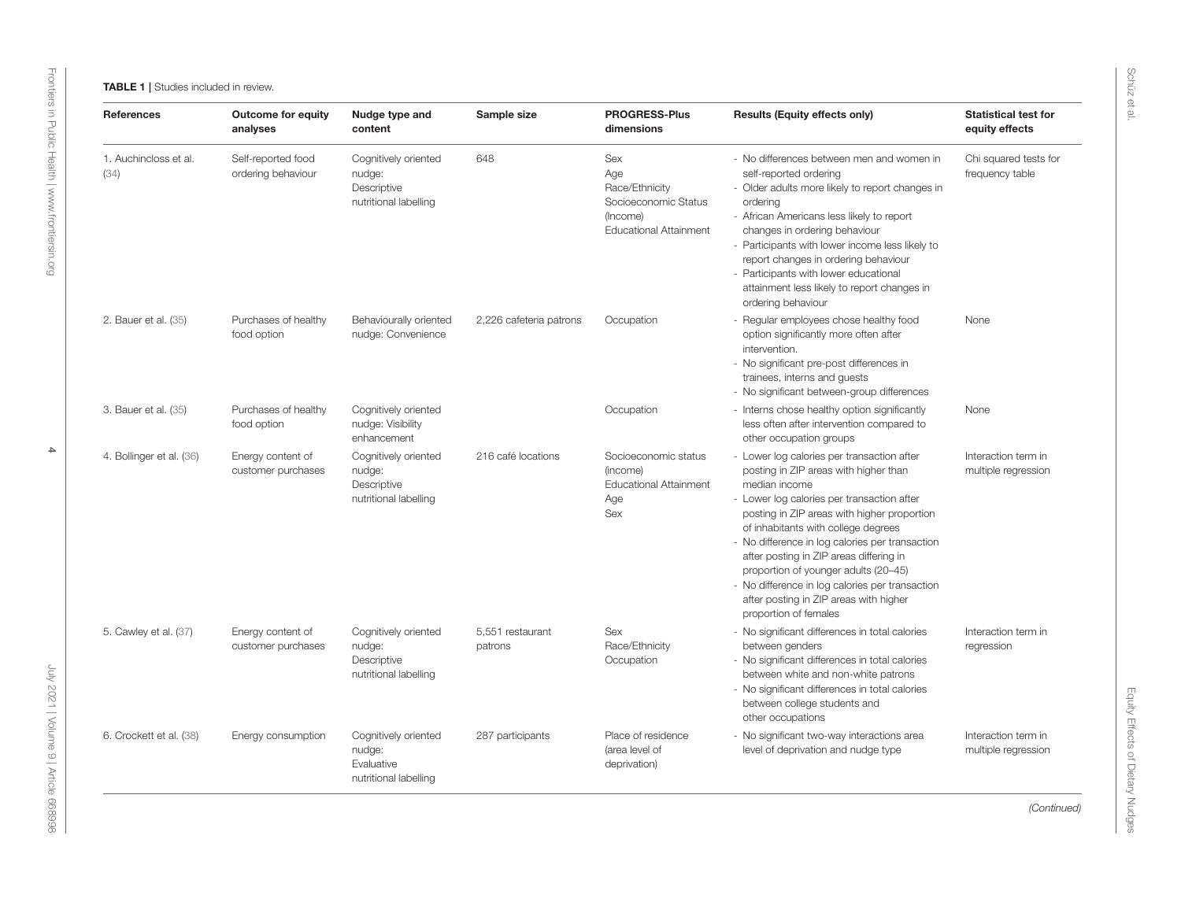**TABLE 1 |** Studies included in review.

| References | Outcome for equity analyses | Nudge type and content | Sample size | PROGRESS-Plus dimensions | Results (Equity effects only) | Statistical test for equity effects |
|---|---|---|---|---|---|---|
| 1. Auchincloss et al. (34) | Self-reported food ordering behaviour | Cognitively oriented nudge: Descriptive nutritional labelling | 648 | Sex<br>Age<br>Race/Ethnicity<br>Socioeconomic Status (Income)<br>Educational Attainment | - No differences between men and women in self-reported ordering<br>- Older adults more likely to report changes in ordering<br>- African Americans less likely to report changes in ordering behaviour<br>- Participants with lower income less likely to report changes in ordering behaviour<br>- Participants with lower educational attainment less likely to report changes in ordering behaviour | Chi squared tests for frequency table |
| 2. Bauer et al. (35) | Purchases of healthy food option | Behaviourally oriented nudge: Convenience | 2,226 cafeteria patrons | Occupation | - Regular employees chose healthy food option significantly more often after intervention.<br>- No significant pre-post differences in trainees, interns and guests<br>- No significant between-group differences | None |
| 3. Bauer et al. (35) | Purchases of healthy food option | Cognitively oriented nudge: Visibility enhancement | | Occupation | - Interns chose healthy option significantly less often after intervention compared to other occupation groups | None |
| 4. Bollinger et al. (36) | Energy content of customer purchases | Cognitively oriented nudge: Descriptive nutritional labelling | 216 café locations | Socioeconomic status (income)<br>Educational Attainment<br>Age<br>Sex | - Lower log calories per transaction after posting in ZIP areas with higher than median income<br>- Lower log calories per transaction after posting in ZIP areas with higher proportion of inhabitants with college degrees<br>- No difference in log calories per transaction after posting in ZIP areas differing in proportion of younger adults (20–45)<br>- No difference in log calories per transaction after posting in ZIP areas with higher proportion of females | Interaction term in multiple regression |
| 5. Cawley et al. (37) | Energy content of customer purchases | Cognitively oriented nudge: Descriptive nutritional labelling | 5,551 restaurant patrons | Sex<br>Race/Ethnicity<br>Occupation | - No significant differences in total calories between genders<br>- No significant differences in total calories between white and non-white patrons<br>- No significant differences in total calories between college students and other occupations | Interaction term in regression |
| 6. Crockett et al. (38) | Energy consumption | Cognitively oriented nudge: Evaluative nutritional labelling | 287 participants | Place of residence (area level of deprivation) | - No significant two-way interactions area level of deprivation and nudge type | Interaction term in multiple regression |

*(Continued)*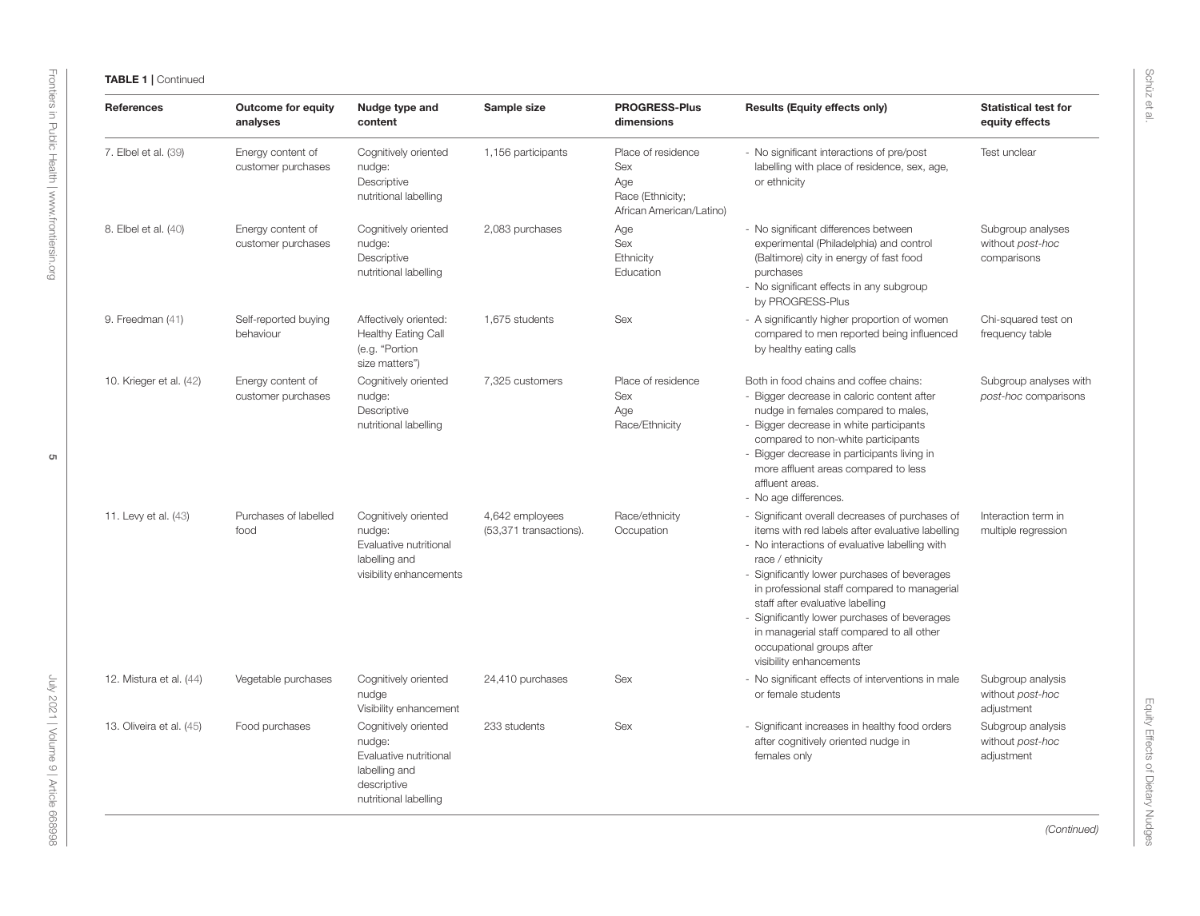**TABLE 1 |** Continued

| References | Outcome for equity analyses | Nudge type and content | Sample size | PROGRESS-Plus dimensions | Results (Equity effects only) | Statistical test for equity effects |
|---|---|---|---|---|---|---|
| 7. Elbel et al. (39) | Energy content of customer purchases | Cognitively oriented nudge: Descriptive nutritional labelling | 1,156 participants | Place of residence Sex Age Race (Ethnicity; African American/Latino) | - No significant interactions of pre/post labelling with place of residence, sex, age, or ethnicity | Test unclear |
| 8. Elbel et al. (40) | Energy content of customer purchases | Cognitively oriented nudge: Descriptive nutritional labelling | 2,083 purchases | Age Sex Ethnicity Education | - No significant differences between experimental (Philadelphia) and control (Baltimore) city in energy of fast food purchases<br>- No significant effects in any subgroup by PROGRESS-Plus | Subgroup analyses without *post-hoc* comparisons |
| 9. Freedman (41) | Self-reported buying behaviour | Affectively oriented: Healthy Eating Call (e.g. "Portion size matters") | 1,675 students | Sex | - A significantly higher proportion of women compared to men reported being influenced by healthy eating calls | Chi-squared test on frequency table |
| 10. Krieger et al. (42) | Energy content of customer purchases | Cognitively oriented nudge: Descriptive nutritional labelling | 7,325 customers | Place of residence Sex Age Race/Ethnicity | Both in food chains and coffee chains:<br>- Bigger decrease in caloric content after nudge in females compared to males,<br>- Bigger decrease in white participants compared to non-white participants<br>- Bigger decrease in participants living in more affluent areas compared to less affluent areas.<br>- No age differences. | Subgroup analyses with *post-hoc* comparisons |
| 11. Levy et al. (43) | Purchases of labelled food | Cognitively oriented nudge: Evaluative nutritional labelling and visibility enhancements | 4,642 employees (53,371 transactions). | Race/ethnicity Occupation | - Significant overall decreases of purchases of items with red labels after evaluative labelling<br>- No interactions of evaluative labelling with race / ethnicity<br>- Significantly lower purchases of beverages in professional staff compared to managerial staff after evaluative labelling<br>- Significantly lower purchases of beverages in managerial staff compared to all other occupational groups after visibility enhancements | Interaction term in multiple regression |
| 12. Mistura et al. (44) | Vegetable purchases | Cognitively oriented nudge Visibility enhancement | 24,410 purchases | Sex | - No significant effects of interventions in male or female students | Subgroup analysis without *post-hoc* adjustment |
| 13. Oliveira et al. (45) | Food purchases | Cognitively oriented nudge: Evaluative nutritional labelling and descriptive nutritional labelling | 233 students | Sex | - Significant increases in healthy food orders after cognitively oriented nudge in females only | Subgroup analysis without *post-hoc* adjustment |

*(Continued)*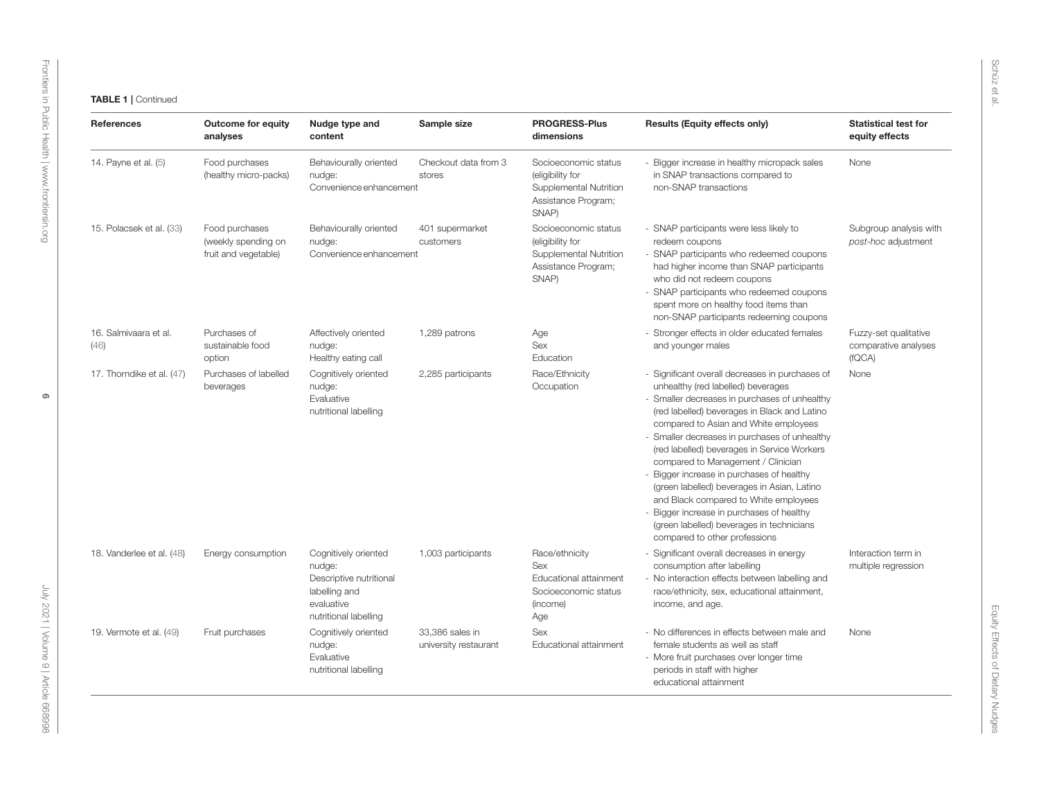**TABLE 1 |** Continued

| References | Outcome for equity analyses | Nudge type and content | Sample size | PROGRESS-Plus dimensions | Results (Equity effects only) | Statistical test for equity effects |
|---|---|---|---|---|---|---|
| 14. Payne et al. (5) | Food purchases (healthy micro-packs) | Behaviourally oriented nudge: Convenience enhancement | Checkout data from 3 stores | Socioeconomic status (eligibility for Supplemental Nutrition Assistance Program; SNAP) | - Bigger increase in healthy micropack sales in SNAP transactions compared to non-SNAP transactions | None |
| 15. Polacsek et al. (33) | Food purchases (weekly spending on fruit and vegetable) | Behaviourally oriented nudge: Convenience enhancement | 401 supermarket customers | Socioeconomic status (eligibility for Supplemental Nutrition Assistance Program; SNAP) | - SNAP participants were less likely to redeem coupons<br>- SNAP participants who redeemed coupons had higher income than SNAP participants who did not redeem coupons<br>- SNAP participants who redeemed coupons spent more on healthy food items than non-SNAP participants redeeming coupons | Subgroup analysis with *post-hoc* adjustment |
| 16. Salmivaara et al. (46) | Purchases of sustainable food option | Affectively oriented nudge: Healthy eating call | 1,289 patrons | Age<br>Sex<br>Education | - Stronger effects in older educated females and younger males | Fuzzy-set qualitative comparative analyses (fQCA) |
| 17. Thorndike et al. (47) | Purchases of labelled beverages | Cognitively oriented nudge: Evaluative nutritional labelling | 2,285 participants | Race/Ethnicity<br>Occupation | - Significant overall decreases in purchases of unhealthy (red labelled) beverages<br>- Smaller decreases in purchases of unhealthy (red labelled) beverages in Black and Latino compared to Asian and White employees<br>- Smaller decreases in purchases of unhealthy (red labelled) beverages in Service Workers compared to Management / Clinician<br>- Bigger increase in purchases of healthy (green labelled) beverages in Asian, Latino and Black compared to White employees<br>- Bigger increase in purchases of healthy (green labelled) beverages in technicians compared to other professions | None |
| 18. Vanderlee et al. (48) | Energy consumption | Cognitively oriented nudge: Descriptive nutritional labelling and evaluative nutritional labelling | 1,003 participants | Race/ethnicity<br>Sex<br>Educational attainment<br>Socioeconomic status (income)<br>Age | - Significant overall decreases in energy consumption after labelling<br>- No interaction effects between labelling and race/ethnicity, sex, educational attainment, income, and age. | Interaction term in multiple regression |
| 19. Vermote et al. (49) | Fruit purchases | Cognitively oriented nudge: Evaluative nutritional labelling | 33,386 sales in university restaurant | Sex<br>Educational attainment | - No differences in effects between male and female students as well as staff<br>- More fruit purchases over longer time periods in staff with higher educational attainment | None |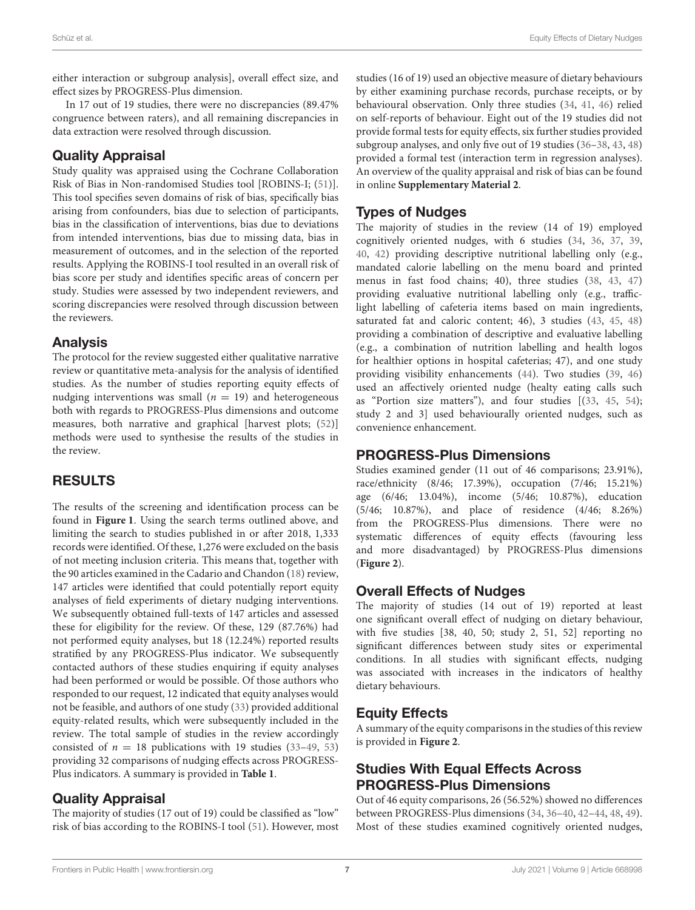either interaction or subgroup analysis], overall effect size, and effect sizes by PROGRESS-Plus dimension.

In 17 out of 19 studies, there were no discrepancies (89.47% congruence between raters), and all remaining discrepancies in data extraction were resolved through discussion.

## Quality Appraisal

Study quality was appraised using the Cochrane Collaboration Risk of Bias in Non-randomised Studies tool [ROBINS-I; (51)]. This tool specifies seven domains of risk of bias, specifically bias arising from confounders, bias due to selection of participants, bias in the classification of interventions, bias due to deviations from intended interventions, bias due to missing data, bias in measurement of outcomes, and in the selection of the reported results. Applying the ROBINS-I tool resulted in an overall risk of bias score per study and identifies specific areas of concern per study. Studies were assessed by two independent reviewers, and scoring discrepancies were resolved through discussion between the reviewers.

## Analysis

The protocol for the review suggested either qualitative narrative review or quantitative meta-analysis for the analysis of identified studies. As the number of studies reporting equity effects of nudging interventions was small ($n = 19$) and heterogeneous both with regards to PROGRESS-Plus dimensions and outcome measures, both narrative and graphical [harvest plots; (52)] methods were used to synthesise the results of the studies in the review.

# RESULTS

The results of the screening and identification process can be found in **Figure 1**. Using the search terms outlined above, and limiting the search to studies published in or after 2018, 1,333 records were identified. Of these, 1,276 were excluded on the basis of not meeting inclusion criteria. This means that, together with the 90 articles examined in the Cadario and Chandon (18) review, 147 articles were identified that could potentially report equity analyses of field experiments of dietary nudging interventions. We subsequently obtained full-texts of 147 articles and assessed these for eligibility for the review. Of these, 129 (87.76%) had not performed equity analyses, but 18 (12.24%) reported results stratified by any PROGRESS-Plus indicator. We subsequently contacted authors of these studies enquiring if equity analyses had been performed or would be possible. Of those authors who responded to our request, 12 indicated that equity analyses would not be feasible, and authors of one study (33) provided additional equity-related results, which were subsequently included in the review. The total sample of studies in the review accordingly consisted of $n = 18$ publications with 19 studies (33–49, 53) providing 32 comparisons of nudging effects across PROGRESS-Plus indicators. A summary is provided in **Table 1**.

## Quality Appraisal

The majority of studies (17 out of 19) could be classified as "low" risk of bias according to the ROBINS-I tool (51). However, most studies (16 of 19) used an objective measure of dietary behaviours by either examining purchase records, purchase receipts, or by behavioural observation. Only three studies (34, 41, 46) relied on self-reports of behaviour. Eight out of the 19 studies did not provide formal tests for equity effects, six further studies provided subgroup analyses, and only five out of 19 studies (36–38, 43, 48) provided a formal test (interaction term in regression analyses). An overview of the quality appraisal and risk of bias can be found in online **Supplementary Material 2**.

## Types of Nudges

The majority of studies in the review (14 of 19) employed cognitively oriented nudges, with 6 studies (34, 36, 37, 39, 40, 42) providing descriptive nutritional labelling only (e.g., mandated calorie labelling on the menu board and printed menus in fast food chains; 40), three studies (38, 43, 47) providing evaluative nutritional labelling only (e.g., traffic-light labelling of cafeteria items based on main ingredients, saturated fat and caloric content; 46), 3 studies (43, 45, 48) providing a combination of descriptive and evaluative labelling (e.g., a combination of nutrition labelling and health logos for healthier options in hospital cafeterias; 47), and one study providing visibility enhancements (44). Two studies (39, 46) used an affectively oriented nudge (healty eating calls such as "Portion size matters"), and four studies [(33, 45, 54); study 2 and 3] used behaviourally oriented nudges, such as convenience enhancement.

## PROGRESS-Plus Dimensions

Studies examined gender (11 out of 46 comparisons; 23.91%), race/ethnicity (8/46; 17.39%), occupation (7/46; 15.21%) age (6/46; 13.04%), income (5/46; 10.87%), education (5/46; 10.87%), and place of residence (4/46; 8.26%) from the PROGRESS-Plus dimensions. There were no systematic differences of equity effects (favouring less and more disadvantaged) by PROGRESS-Plus dimensions (**Figure 2**).

## Overall Effects of Nudges

The majority of studies (14 out of 19) reported at least one significant overall effect of nudging on dietary behaviour, with five studies [38, 40, 50; study 2, 51, 52] reporting no significant differences between study sites or experimental conditions. In all studies with significant effects, nudging was associated with increases in the indicators of healthy dietary behaviours.

## Equity Effects

A summary of the equity comparisons in the studies of this review is provided in **Figure 2**.

## Studies With Equal Effects Across PROGRESS-Plus Dimensions

Out of 46 equity comparisons, 26 (56.52%) showed no differences between PROGRESS-Plus dimensions (34, 36–40, 42–44, 48, 49). Most of these studies examined cognitively oriented nudges,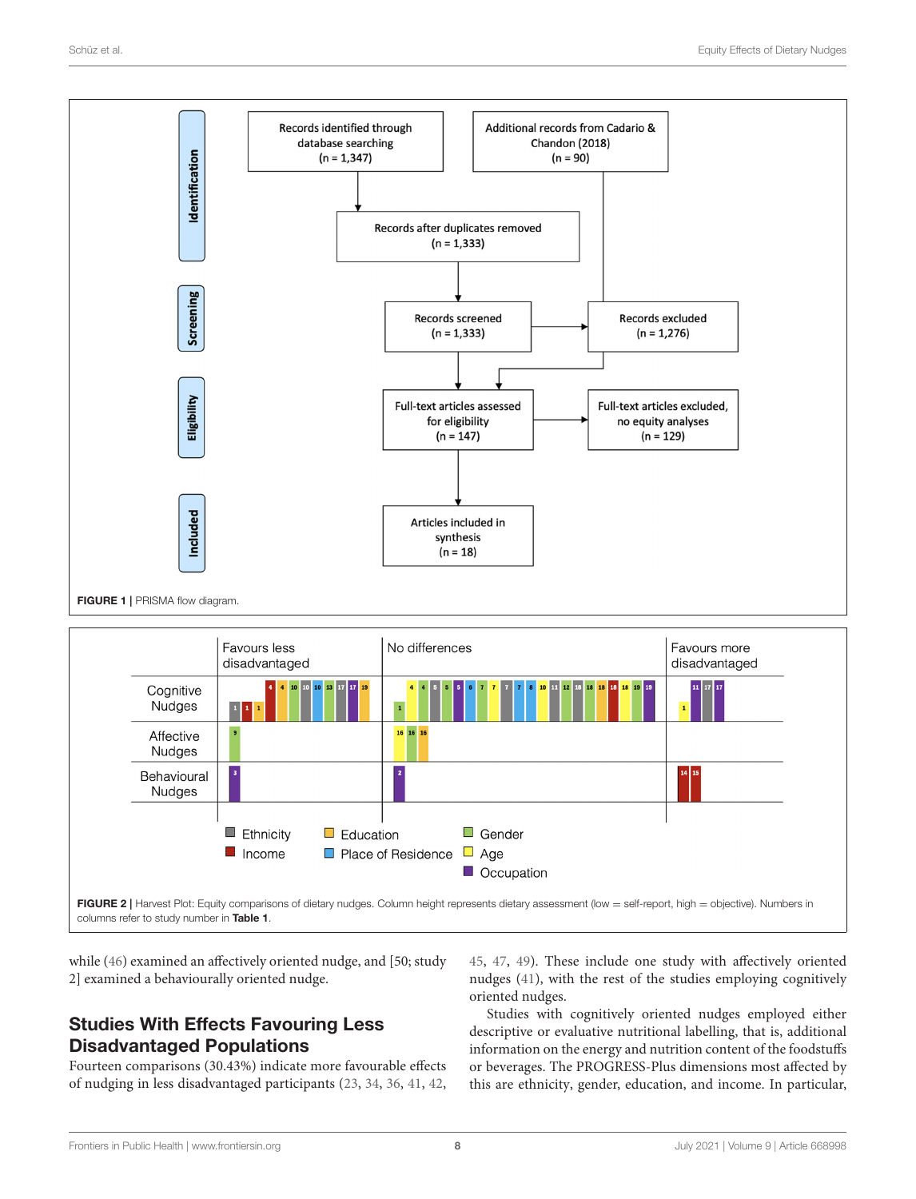FIGURE 1 | PRISMA flow diagram.

FIGURE 2 | Harvest Plot: Equity comparisons of dietary nudges. Column height represents dietary assessment (low = self-report, high = objective). Numbers in columns refer to study number in **Table 1**.

while (46) examined an affectively oriented nudge, and [50; study 2] examined a behaviourally oriented nudge.

## Studies With Effects Favouring Less Disadvantaged Populations

Fourteen comparisons (30.43%) indicate more favourable effects of nudging in less disadvantaged participants (23, 34, 36, 41, 42, 45, 47, 49). These include one study with affectively oriented nudges (41), with the rest of the studies employing cognitively oriented nudges.

Studies with cognitively oriented nudges employed either descriptive or evaluative nutritional labelling, that is, additional information on the energy and nutrition content of the foodstuffs or beverages. The PROGRESS-Plus dimensions most affected by this are ethnicity, gender, education, and income. In particular,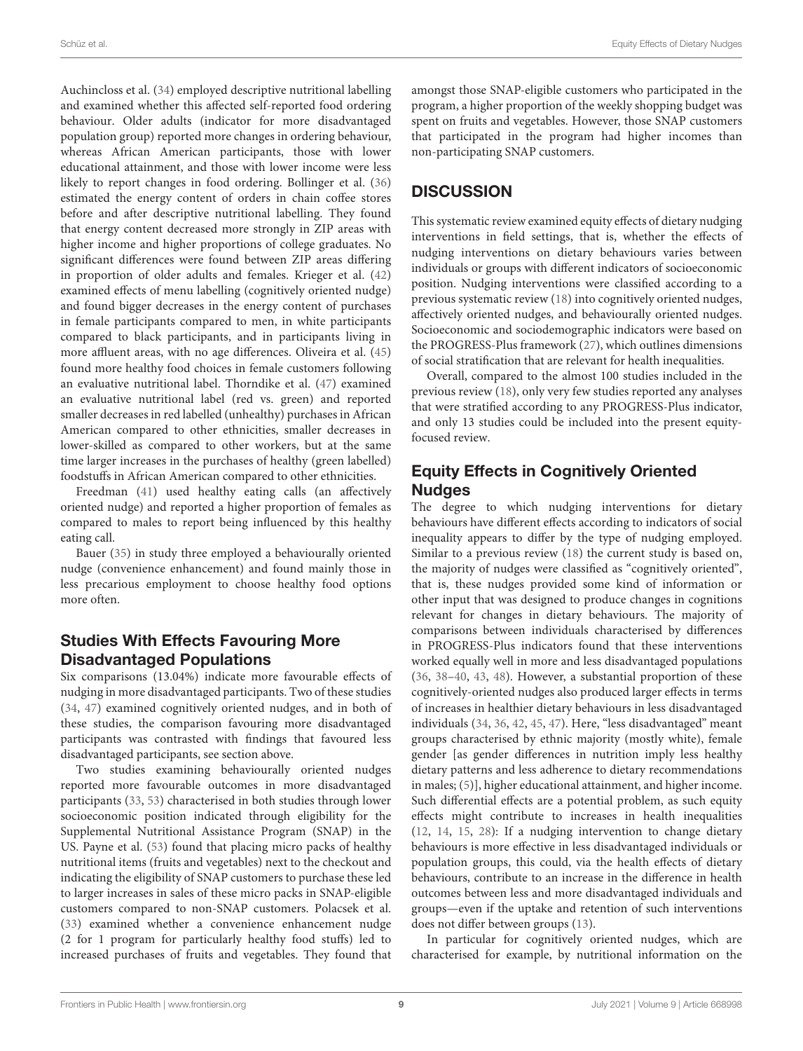Auchincloss et al. (34) employed descriptive nutritional labelling and examined whether this affected self-reported food ordering behaviour. Older adults (indicator for more disadvantaged population group) reported more changes in ordering behaviour, whereas African American participants, those with lower educational attainment, and those with lower income were less likely to report changes in food ordering. Bollinger et al. (36) estimated the energy content of orders in chain coffee stores before and after descriptive nutritional labelling. They found that energy content decreased more strongly in ZIP areas with higher income and higher proportions of college graduates. No significant differences were found between ZIP areas differing in proportion of older adults and females. Krieger et al. (42) examined effects of menu labelling (cognitively oriented nudge) and found bigger decreases in the energy content of purchases in female participants compared to men, in white participants compared to black participants, and in participants living in more affluent areas, with no age differences. Oliveira et al. (45) found more healthy food choices in female customers following an evaluative nutritional label. Thorndike et al. (47) examined an evaluative nutritional label (red vs. green) and reported smaller decreases in red labelled (unhealthy) purchases in African American compared to other ethnicities, smaller decreases in lower-skilled as compared to other workers, but at the same time larger increases in the purchases of healthy (green labelled) foodstuffs in African American compared to other ethnicities.

Freedman (41) used healthy eating calls (an affectively oriented nudge) and reported a higher proportion of females as compared to males to report being influenced by this healthy eating call.

Bauer (35) in study three employed a behaviourally oriented nudge (convenience enhancement) and found mainly those in less precarious employment to choose healthy food options more often.

## Studies With Effects Favouring More Disadvantaged Populations

Six comparisons (13.04%) indicate more favourable effects of nudging in more disadvantaged participants. Two of these studies (34, 47) examined cognitively oriented nudges, and in both of these studies, the comparison favouring more disadvantaged participants was contrasted with findings that favoured less disadvantaged participants, see section above.

Two studies examining behaviourally oriented nudges reported more favourable outcomes in more disadvantaged participants (33, 53) characterised in both studies through lower socioeconomic position indicated through eligibility for the Supplemental Nutritional Assistance Program (SNAP) in the US. Payne et al. (53) found that placing micro packs of healthy nutritional items (fruits and vegetables) next to the checkout and indicating the eligibility of SNAP customers to purchase these led to larger increases in sales of these micro packs in SNAP-eligible customers compared to non-SNAP customers. Polacsek et al. (33) examined whether a convenience enhancement nudge (2 for 1 program for particularly healthy food stuffs) led to increased purchases of fruits and vegetables. They found that amongst those SNAP-eligible customers who participated in the program, a higher proportion of the weekly shopping budget was spent on fruits and vegetables. However, those SNAP customers that participated in the program had higher incomes than non-participating SNAP customers.

# DISCUSSION

This systematic review examined equity effects of dietary nudging interventions in field settings, that is, whether the effects of nudging interventions on dietary behaviours varies between individuals or groups with different indicators of socioeconomic position. Nudging interventions were classified according to a previous systematic review (18) into cognitively oriented nudges, affectively oriented nudges, and behaviourally oriented nudges. Socioeconomic and sociodemographic indicators were based on the PROGRESS-Plus framework (27), which outlines dimensions of social stratification that are relevant for health inequalities.

Overall, compared to the almost 100 studies included in the previous review (18), only very few studies reported any analyses that were stratified according to any PROGRESS-Plus indicator, and only 13 studies could be included into the present equity-focused review.

## Equity Effects in Cognitively Oriented Nudges

The degree to which nudging interventions for dietary behaviours have different effects according to indicators of social inequality appears to differ by the type of nudging employed. Similar to a previous review (18) the current study is based on, the majority of nudges were classified as "cognitively oriented", that is, these nudges provided some kind of information or other input that was designed to produce changes in cognitions relevant for changes in dietary behaviours. The majority of comparisons between individuals characterised by differences in PROGRESS-Plus indicators found that these interventions worked equally well in more and less disadvantaged populations (36, 38–40, 43, 48). However, a substantial proportion of these cognitively-oriented nudges also produced larger effects in terms of increases in healthier dietary behaviours in less disadvantaged individuals (34, 36, 42, 45, 47). Here, "less disadvantaged" meant groups characterised by ethnic majority (mostly white), female gender [as gender differences in nutrition imply less healthy dietary patterns and less adherence to dietary recommendations in males; (5)], higher educational attainment, and higher income. Such differential effects are a potential problem, as such equity effects might contribute to increases in health inequalities (12, 14, 15, 28): If a nudging intervention to change dietary behaviours is more effective in less disadvantaged individuals or population groups, this could, via the health effects of dietary behaviours, contribute to an increase in the difference in health outcomes between less and more disadvantaged individuals and groups—even if the uptake and retention of such interventions does not differ between groups (13).

In particular for cognitively oriented nudges, which are characterised for example, by nutritional information on the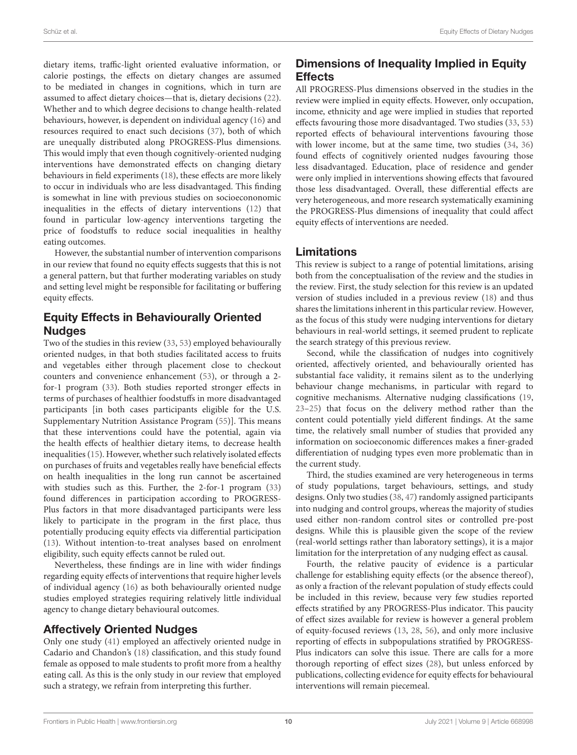dietary items, traffic-light oriented evaluative information, or calorie postings, the effects on dietary changes are assumed to be mediated in changes in cognitions, which in turn are assumed to affect dietary choices—that is, dietary decisions (22). Whether and to which degree decisions to change health-related behaviours, however, is dependent on individual agency (16) and resources required to enact such decisions (37), both of which are unequally distributed along PROGRESS-Plus dimensions. This would imply that even though cognitively-oriented nudging interventions have demonstrated effects on changing dietary behaviours in field experiments (18), these effects are more likely to occur in individuals who are less disadvantaged. This finding is somewhat in line with previous studies on sociocononomic inequalities in the effects of dietary interventions (12) that found in particular low-agency interventions targeting the price of foodstuffs to reduce social inequalities in healthy eating outcomes.

However, the substantial number of intervention comparisons in our review that found no equity effects suggests that this is not a general pattern, but that further moderating variables on study and setting level might be responsible for facilitating or buffering equity effects.

## Equity Effects in Behaviourally Oriented Nudges

Two of the studies in this review (33, 53) employed behaviourally oriented nudges, in that both studies facilitated access to fruits and vegetables either through placement close to checkout counters and convenience enhancement (53), or through a 2-for-1 program (33). Both studies reported stronger effects in terms of purchases of healthier foodstuffs in more disadvantaged participants [in both cases participants eligible for the U.S. Supplementary Nutrition Assistance Program (55)]. This means that these interventions could have the potential, again via the health effects of healthier dietary items, to decrease health inequalities (15). However, whether such relatively isolated effects on purchases of fruits and vegetables really have beneficial effects on health inequalities in the long run cannot be ascertained with studies such as this. Further, the 2-for-1 program (33) found differences in participation according to PROGRESS-Plus factors in that more disadvantaged participants were less likely to participate in the program in the first place, thus potentially producing equity effects via differential participation (13). Without intention-to-treat analyses based on enrolment eligibility, such equity effects cannot be ruled out.

Nevertheless, these findings are in line with wider findings regarding equity effects of interventions that require higher levels of individual agency (16) as both behaviourally oriented nudge studies employed strategies requiring relatively little individual agency to change dietary behavioural outcomes.

## Affectively Oriented Nudges

Only one study (41) employed an affectively oriented nudge in Cadario and Chandon's (18) classification, and this study found female as opposed to male students to profit more from a healthy eating call. As this is the only study in our review that employed such a strategy, we refrain from interpreting this further.

## Dimensions of Inequality Implied in Equity Effects

All PROGRESS-Plus dimensions observed in the studies in the review were implied in equity effects. However, only occupation, income, ethnicity and age were implied in studies that reported effects favouring those more disadvantaged. Two studies (33, 53) reported effects of behavioural interventions favouring those with lower income, but at the same time, two studies (34, 36) found effects of cognitively oriented nudges favouring those less disadvantaged. Education, place of residence and gender were only implied in interventions showing effects that favoured those less disadvantaged. Overall, these differential effects are very heterogeneous, and more research systematically examining the PROGRESS-Plus dimensions of inequality that could affect equity effects of interventions are needed.

## Limitations

This review is subject to a range of potential limitations, arising both from the conceptualisation of the review and the studies in the review. First, the study selection for this review is an updated version of studies included in a previous review (18) and thus shares the limitations inherent in this particular review. However, as the focus of this study were nudging interventions for dietary behaviours in real-world settings, it seemed prudent to replicate the search strategy of this previous review.

Second, while the classification of nudges into cognitively oriented, affectively oriented, and behaviourally oriented has substantial face validity, it remains silent as to the underlying behaviour change mechanisms, in particular with regard to cognitive mechanisms. Alternative nudging classifications (19, 23–25) that focus on the delivery method rather than the content could potentially yield different findings. At the same time, the relatively small number of studies that provided any information on socioeconomic differences makes a finer-graded differentiation of nudging types even more problematic than in the current study.

Third, the studies examined are very heterogeneous in terms of study populations, target behaviours, settings, and study designs. Only two studies (38, 47) randomly assigned participants into nudging and control groups, whereas the majority of studies used either non-random control sites or controlled pre-post designs. While this is plausible given the scope of the review (real-world settings rather than laboratory settings), it is a major limitation for the interpretation of any nudging effect as causal.

Fourth, the relative paucity of evidence is a particular challenge for establishing equity effects (or the absence thereof), as only a fraction of the relevant population of study effects could be included in this review, because very few studies reported effects stratified by any PROGRESS-Plus indicator. This paucity of effect sizes available for review is however a general problem of equity-focused reviews (13, 28, 56), and only more inclusive reporting of effects in subpopulations stratified by PROGRESS-Plus indicators can solve this issue. There are calls for a more thorough reporting of effect sizes (28), but unless enforced by publications, collecting evidence for equity effects for behavioural interventions will remain piecemeal.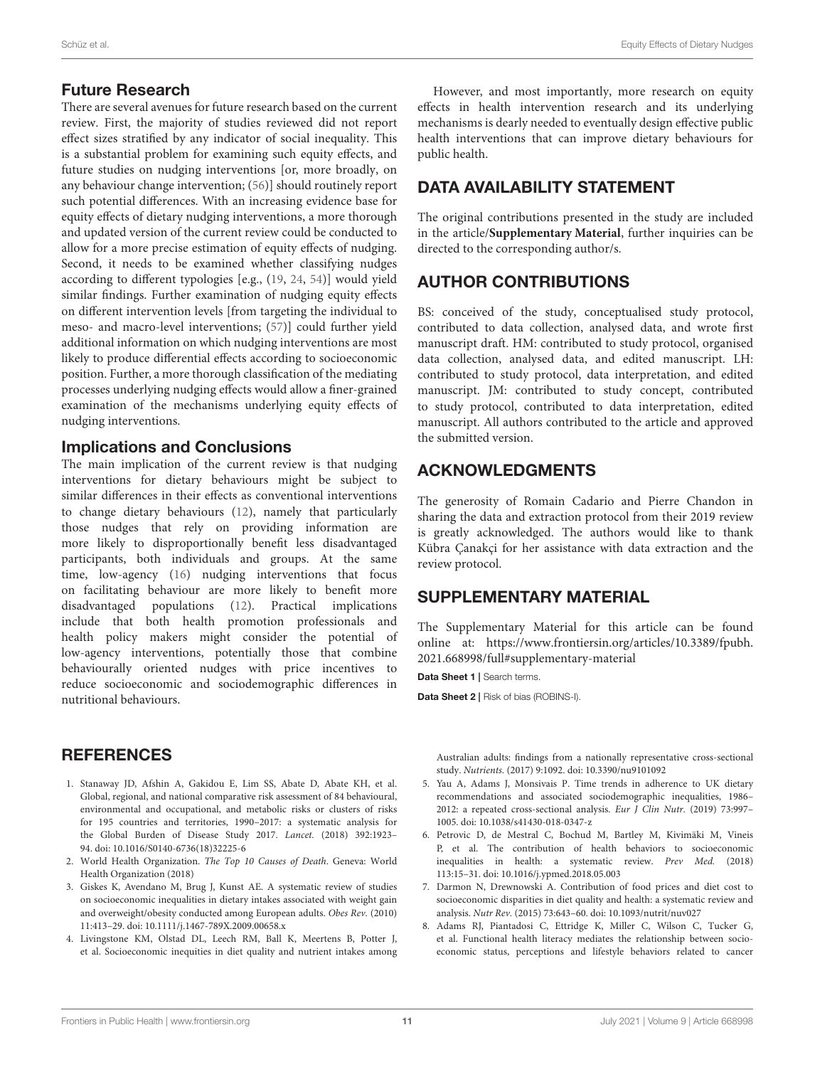## Future Research

There are several avenues for future research based on the current review. First, the majority of studies reviewed did not report effect sizes stratified by any indicator of social inequality. This is a substantial problem for examining such equity effects, and future studies on nudging interventions [or, more broadly, on any behaviour change intervention; (56)] should routinely report such potential differences. With an increasing evidence base for equity effects of dietary nudging interventions, a more thorough and updated version of the current review could be conducted to allow for a more precise estimation of equity effects of nudging. Second, it needs to be examined whether classifying nudges according to different typologies [e.g., (19, 24, 54)] would yield similar findings. Further examination of nudging equity effects on different intervention levels [from targeting the individual to meso- and macro-level interventions; (57)] could further yield additional information on which nudging interventions are most likely to produce differential effects according to socioeconomic position. Further, a more thorough classification of the mediating processes underlying nudging effects would allow a finer-grained examination of the mechanisms underlying equity effects of nudging interventions.

## Implications and Conclusions

The main implication of the current review is that nudging interventions for dietary behaviours might be subject to similar differences in their effects as conventional interventions to change dietary behaviours (12), namely that particularly those nudges that rely on providing information are more likely to disproportionally benefit less disadvantaged participants, both individuals and groups. At the same time, low-agency (16) nudging interventions that focus on facilitating behaviour are more likely to benefit more disadvantaged populations (12). Practical implications include that both health promotion professionals and health policy makers might consider the potential of low-agency interventions, potentially those that combine behaviourally oriented nudges with price incentives to reduce socioeconomic and sociodemographic differences in nutritional behaviours.

However, and most importantly, more research on equity effects in health intervention research and its underlying mechanisms is dearly needed to eventually design effective public health interventions that can improve dietary behaviours for public health.

## DATA AVAILABILITY STATEMENT

The original contributions presented in the study are included in the article/**Supplementary Material**, further inquiries can be directed to the corresponding author/s.

## AUTHOR CONTRIBUTIONS

BS: conceived of the study, conceptualised study protocol, contributed to data collection, analysed data, and wrote first manuscript draft. HM: contributed to study protocol, organised data collection, analysed data, and edited manuscript. LH: contributed to study protocol, data interpretation, and edited manuscript. JM: contributed to study concept, contributed to study protocol, contributed to data interpretation, edited manuscript. All authors contributed to the article and approved the submitted version.

## ACKNOWLEDGMENTS

The generosity of Romain Cadario and Pierre Chandon in sharing the data and extraction protocol from their 2019 review is greatly acknowledged. The authors would like to thank Kübra Çanakçi for her assistance with data extraction and the review protocol.

## SUPPLEMENTARY MATERIAL

The Supplementary Material for this article can be found online at: https://www.frontiersin.org/articles/10.3389/fpubh.2021.668998/full#supplementary-material

**Data Sheet 1 |** Search terms.

**Data Sheet 2 |** Risk of bias (ROBINS-I).

## REFERENCES

1. Stanaway JD, Afshin A, Gakidou E, Lim SS, Abate D, Abate KH, et al. Global, regional, and national comparative risk assessment of 84 behavioural, environmental and occupational, and metabolic risks or clusters of risks for 195 countries and territories, 1990–2017: a systematic analysis for the Global Burden of Disease Study 2017. *Lancet.* (2018) 392:1923–94. doi: 10.1016/S0140-6736(18)32225-6
2. World Health Organization. *The Top 10 Causes of Death*. Geneva: World Health Organization (2018)
3. Giskes K, Avendano M, Brug J, Kunst AE. A systematic review of studies on socioeconomic inequalities in dietary intakes associated with weight gain and overweight/obesity conducted among European adults. *Obes Rev.* (2010) 11:413–29. doi: 10.1111/j.1467-789X.2009.00658.x
4. Livingstone KM, Olstad DL, Leech RM, Ball K, Meertens B, Potter J, et al. Socioeconomic inequities in diet quality and nutrient intakes among Australian adults: findings from a nationally representative cross-sectional study. *Nutrients.* (2017) 9:1092. doi: 10.3390/nu9101092
5. Yau A, Adams J, Monsivais P. Time trends in adherence to UK dietary recommendations and associated sociodemographic inequalities, 1986–2012: a repeated cross-sectional analysis. *Eur J Clin Nutr.* (2019) 73:997–1005. doi: 10.1038/s41430-018-0347-z
6. Petrovic D, de Mestral C, Bochud M, Bartley M, Kivimäki M, Vineis P, et al. The contribution of health behaviors to socioeconomic inequalities in health: a systematic review. *Prev Med.* (2018) 113:15–31. doi: 10.1016/j.ypmed.2018.05.003
7. Darmon N, Drewnowski A. Contribution of food prices and diet cost to socioeconomic disparities in diet quality and health: a systematic review and analysis. *Nutr Rev.* (2015) 73:643–60. doi: 10.1093/nutrit/nuv027
8. Adams RJ, Piantadosi C, Ettridge K, Miller C, Wilson C, Tucker G, et al. Functional health literacy mediates the relationship between socio-economic status, perceptions and lifestyle behaviors related to cancer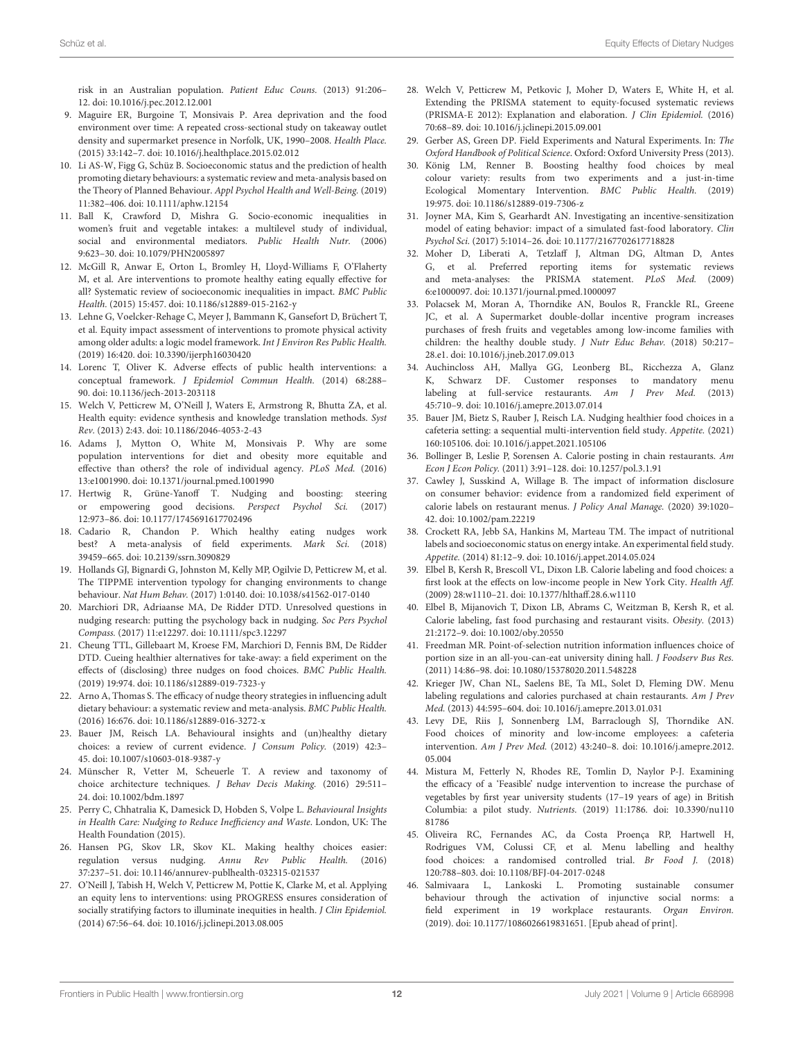risk in an Australian population. *Patient Educ Couns.* (2013) 91:206–12. doi: 10.1016/j.pec.2012.12.001

9. Maguire ER, Burgoine T, Monsivais P. Area deprivation and the food environment over time: A repeated cross-sectional study on takeaway outlet density and supermarket presence in Norfolk, UK, 1990–2008. *Health Place.* (2015) 33:142–7. doi: 10.1016/j.healthplace.2015.02.012
10. Li AS-W, Figg G, Schüz B. Socioeconomic status and the prediction of health promoting dietary behaviours: a systematic review and meta-analysis based on the Theory of Planned Behaviour. *Appl Psychol Health and Well-Being.* (2019) 11:382–406. doi: 10.1111/aphw.12154
11. Ball K, Crawford D, Mishra G. Socio-economic inequalities in women's fruit and vegetable intakes: a multilevel study of individual, social and environmental mediators. *Public Health Nutr.* (2006) 9:623–30. doi: 10.1079/PHN2005897
12. McGill R, Anwar E, Orton L, Bromley H, Lloyd-Williams F, O'Flaherty M, et al. Are interventions to promote healthy eating equally effective for all? Systematic review of socioeconomic inequalities in impact. *BMC Public Health.* (2015) 15:457. doi: 10.1186/s12889-015-2162-y
13. Lehne G, Voelcker-Rehage C, Meyer J, Bammann K, Gansefort D, Brüchert T, et al. Equity impact assessment of interventions to promote physical activity among older adults: a logic model framework. *Int J Environ Res Public Health.* (2019) 16:420. doi: 10.3390/ijerph16030420
14. Lorenc T, Oliver K. Adverse effects of public health interventions: a conceptual framework. *J Epidemiol Commun Health.* (2014) 68:288–90. doi: 10.1136/jech-2013-203118
15. Welch V, Petticrew M, O'Neill J, Waters E, Armstrong R, Bhutta ZA, et al. Health equity: evidence synthesis and knowledge translation methods. *Syst Rev.* (2013) 2:43. doi: 10.1186/2046-4053-2-43
16. Adams J, Mytton O, White M, Monsivais P. Why are some population interventions for diet and obesity more equitable and effective than others? the role of individual agency. *PLoS Med.* (2016) 13:e1001990. doi: 10.1371/journal.pmed.1001990
17. Hertwig R, Grüne-Yanoff T. Nudging and boosting: steering or empowering good decisions. *Perspect Psychol Sci.* (2017) 12:973–86. doi: 10.1177/1745691617702496
18. Cadario R, Chandon P. Which healthy eating nudges work best? A meta-analysis of field experiments. *Mark Sci.* (2018) 39459–665. doi: 10.2139/ssrn.3090829
19. Hollands GJ, Bignardi G, Johnston M, Kelly MP, Ogilvie D, Petticrew M, et al. The TIPPME intervention typology for changing environments to change behaviour. *Nat Hum Behav.* (2017) 1:0140. doi: 10.1038/s41562-017-0140
20. Marchiori DR, Adriaanse MA, De Ridder DTD. Unresolved questions in nudging research: putting the psychology back in nudging. *Soc Pers Psychol Compass.* (2017) 11:e12297. doi: 10.1111/spc3.12297
21. Cheung TTL, Gillebaart M, Kroese FM, Marchiori D, Fennis BM, De Ridder DTD. Cueing healthier alternatives for take-away: a field experiment on the effects of (disclosing) three nudges on food choices. *BMC Public Health.* (2019) 19:974. doi: 10.1186/s12889-019-7323-y
22. Arno A, Thomas S. The efficacy of nudge theory strategies in influencing adult dietary behaviour: a systematic review and meta-analysis. *BMC Public Health.* (2016) 16:676. doi: 10.1186/s12889-016-3272-x
23. Bauer JM, Reisch LA. Behavioural insights and (un)healthy dietary choices: a review of current evidence. *J Consum Policy.* (2019) 42:3–45. doi: 10.1007/s10603-018-9387-y
24. Münscher R, Vetter M, Scheuerle T. A review and taxonomy of choice architecture techniques. *J Behav Decis Making.* (2016) 29:511–24. doi: 10.1002/bdm.1897
25. Perry C, Chhatralia K, Damesick D, Hobden S, Volpe L. *Behavioural Insights in Health Care: Nudging to Reduce Inefficiency and Waste.* London, UK: The Health Foundation (2015).
26. Hansen PG, Skov LR, Skov KL. Making healthy choices easier: regulation versus nudging. *Annu Rev Public Health.* (2016) 37:237–51. doi: 10.1146/annurev-publhealth-032315-021537
27. O'Neill J, Tabish H, Welch V, Petticrew M, Pottie K, Clarke M, et al. Applying an equity lens to interventions: using PROGRESS ensures consideration of socially stratifying factors to illuminate inequities in health. *J Clin Epidemiol.* (2014) 67:56–64. doi: 10.1016/j.jclinepi.2013.08.005
28. Welch V, Petticrew M, Petkovic J, Moher D, Waters E, White H, et al. Extending the PRISMA statement to equity-focused systematic reviews (PRISMA-E 2012): Explanation and elaboration. *J Clin Epidemiol.* (2016) 70:68–89. doi: 10.1016/j.jclinepi.2015.09.001
29. Gerber AS, Green DP. Field Experiments and Natural Experiments. In: *The Oxford Handbook of Political Science.* Oxford: Oxford University Press (2013).
30. König LM, Renner B. Boosting healthy food choices by meal colour variety: results from two experiments and a just-in-time Ecological Momentary Intervention. *BMC Public Health.* (2019) 19:975. doi: 10.1186/s12889-019-7306-z
31. Joyner MA, Kim S, Gearhardt AN. Investigating an incentive-sensitization model of eating behavior: impact of a simulated fast-food laboratory. *Clin Psychol Sci.* (2017) 5:1014–26. doi: 10.1177/2167702617718828
32. Moher D, Liberati A, Tetzlaff J, Altman DG, Altman D, Antes G, et al. Preferred reporting items for systematic reviews and meta-analyses: the PRISMA statement. *PLoS Med.* (2009) 6:e1000097. doi: 10.1371/journal.pmed.1000097
33. Polacsek M, Moran A, Thorndike AN, Boulos R, Franckle RL, Greene JC, et al. A Supermarket double-dollar incentive program increases purchases of fresh fruits and vegetables among low-income families with children: the healthy double study. *J Nutr Educ Behav.* (2018) 50:217–28.e1. doi: 10.1016/j.jneb.2017.09.013
34. Auchincloss AH, Mallya GG, Leonberg BL, Ricchezza A, Glanz K, Schwarz DF. Customer responses to mandatory menu labeling at full-service restaurants. *Am J Prev Med.* (2013) 45:710–9. doi: 10.1016/j.amepre.2013.07.014
35. Bauer JM, Bietz S, Rauber J, Reisch LA. Nudging healthier food choices in a cafeteria setting: a sequential multi-intervention field study. *Appetite.* (2021) 160:105106. doi: 10.1016/j.appet.2021.105106
36. Bollinger B, Leslie P, Sorensen A. Calorie posting in chain restaurants. *Am Econ J Econ Policy.* (2011) 3:91–128. doi: 10.1257/pol.3.1.91
37. Cawley J, Susskind A, Willage B. The impact of information disclosure on consumer behavior: evidence from a randomized field experiment of calorie labels on restaurant menus. *J Policy Anal Manage.* (2020) 39:1020–42. doi: 10.1002/pam.22219
38. Crockett RA, Jebb SA, Hankins M, Marteau TM. The impact of nutritional labels and socioeconomic status on energy intake. An experimental field study. *Appetite.* (2014) 81:12–9. doi: 10.1016/j.appet.2014.05.024
39. Elbel B, Kersh R, Brescoll VL, Dixon LB. Calorie labeling and food choices: a first look at the effects on low-income people in New York City. *Health Aff.* (2009) 28:w1110–21. doi: 10.1377/hlthaff.28.6.w1110
40. Elbel B, Mijanovich T, Dixon LB, Abrams C, Weitzman B, Kersh R, et al. Calorie labeling, fast food purchasing and restaurant visits. *Obesity.* (2013) 21:2172–9. doi: 10.1002/oby.20550
41. Freedman MR. Point-of-selection nutrition information influences choice of portion size in an all-you-can-eat university dining hall. *J Foodserv Bus Res.* (2011) 14:86–98. doi: 10.1080/15378020.2011.548228
42. Krieger JW, Chan NL, Saelens BE, Ta ML, Solet D, Fleming DW. Menu labeling regulations and calories purchased at chain restaurants. *Am J Prev Med.* (2013) 44:595–604. doi: 10.1016/j.amepre.2013.01.031
43. Levy DE, Riis J, Sonnenberg LM, Barraclough SJ, Thorndike AN. Food choices of minority and low-income employees: a cafeteria intervention. *Am J Prev Med.* (2012) 43:240–8. doi: 10.1016/j.amepre.2012.05.004
44. Mistura M, Fetterly N, Rhodes RE, Tomlin D, Naylor P-J. Examining the efficacy of a 'Feasible' nudge intervention to increase the purchase of vegetables by first year university students (17–19 years of age) in British Columbia: a pilot study. *Nutrients.* (2019) 11:1786. doi: 10.3390/nu11081786
45. Oliveira RC, Fernandes AC, da Costa Proença RP, Hartwell H, Rodrigues VM, Colussi CF, et al. Menu labelling and healthy food choices: a randomised controlled trial. *Br Food J.* (2018) 120:788–803. doi: 10.1108/BFJ-04-2017-0248
46. Salmivaara L, Lankoski L. Promoting sustainable consumer behaviour through the activation of injunctive social norms: a field experiment in 19 workplace restaurants. *Organ Environ.* (2019). doi: 10.1177/1086026619831651. [Epub ahead of print].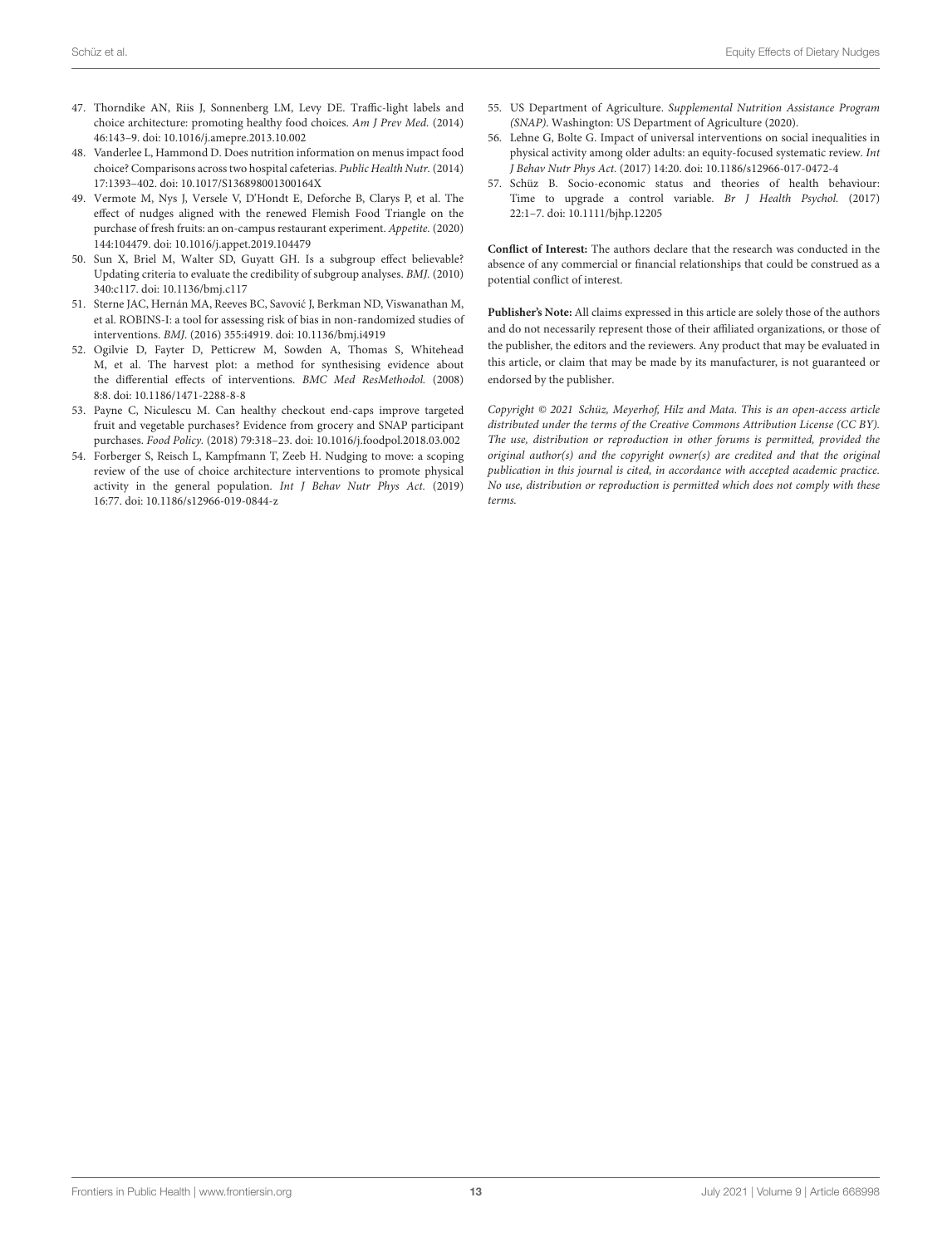47. Thorndike AN, Riis J, Sonnenberg LM, Levy DE. Traffic-light labels and choice architecture: promoting healthy food choices. *Am J Prev Med.* (2014) 46:143–9. doi: 10.1016/j.amepre.2013.10.002
48. Vanderlee L, Hammond D. Does nutrition information on menus impact food choice? Comparisons across two hospital cafeterias. *Public Health Nutr.* (2014) 17:1393–402. doi: 10.1017/S136898001300164X
49. Vermote M, Nys J, Versele V, D'Hondt E, Deforche B, Clarys P, et al. The effect of nudges aligned with the renewed Flemish Food Triangle on the purchase of fresh fruits: an on-campus restaurant experiment. *Appetite.* (2020) 144:104479. doi: 10.1016/j.appet.2019.104479
50. Sun X, Briel M, Walter SD, Guyatt GH. Is a subgroup effect believable? Updating criteria to evaluate the credibility of subgroup analyses. *BMJ.* (2010) 340:c117. doi: 10.1136/bmj.c117
51. Sterne JAC, Hernán MA, Reeves BC, Savović J, Berkman ND, Viswanathan M, et al. ROBINS-I: a tool for assessing risk of bias in non-randomized studies of interventions. *BMJ.* (2016) 355:i4919. doi: 10.1136/bmj.i4919
52. Ogilvie D, Fayter D, Petticrew M, Sowden A, Thomas S, Whitehead M, et al. The harvest plot: a method for synthesising evidence about the differential effects of interventions. *BMC Med ResMethodol.* (2008) 8:8. doi: 10.1186/1471-2288-8-8
53. Payne C, Niculescu M. Can healthy checkout end-caps improve targeted fruit and vegetable purchases? Evidence from grocery and SNAP participant purchases. *Food Policy.* (2018) 79:318–23. doi: 10.1016/j.foodpol.2018.03.002
54. Forberger S, Reisch L, Kampfmann T, Zeeb H. Nudging to move: a scoping review of the use of choice architecture interventions to promote physical activity in the general population. *Int J Behav Nutr Phys Act.* (2019) 16:77. doi: 10.1186/s12966-019-0844-z
55. US Department of Agriculture. *Supplemental Nutrition Assistance Program (SNAP).* Washington: US Department of Agriculture (2020).
56. Lehne G, Bolte G. Impact of universal interventions on social inequalities in physical activity among older adults: an equity-focused systematic review. *Int J Behav Nutr Phys Act.* (2017) 14:20. doi: 10.1186/s12966-017-0472-4
57. Schüz B. Socio-economic status and theories of health behaviour: Time to upgrade a control variable. *Br J Health Psychol.* (2017) 22:1–7. doi: 10.1111/bjhp.12205

**Conflict of Interest:** The authors declare that the research was conducted in the absence of any commercial or financial relationships that could be construed as a potential conflict of interest.

**Publisher's Note:** All claims expressed in this article are solely those of the authors and do not necessarily represent those of their affiliated organizations, or those of the publisher, the editors and the reviewers. Any product that may be evaluated in this article, or claim that may be made by its manufacturer, is not guaranteed or endorsed by the publisher.

*Copyright © 2021 Schüz, Meyerhof, Hilz and Mata. This is an open-access article distributed under the terms of the Creative Commons Attribution License (CC BY). The use, distribution or reproduction in other forums is permitted, provided the original author(s) and the copyright owner(s) are credited and that the original publication in this journal is cited, in accordance with accepted academic practice. No use, distribution or reproduction is permitted which does not comply with these terms.*